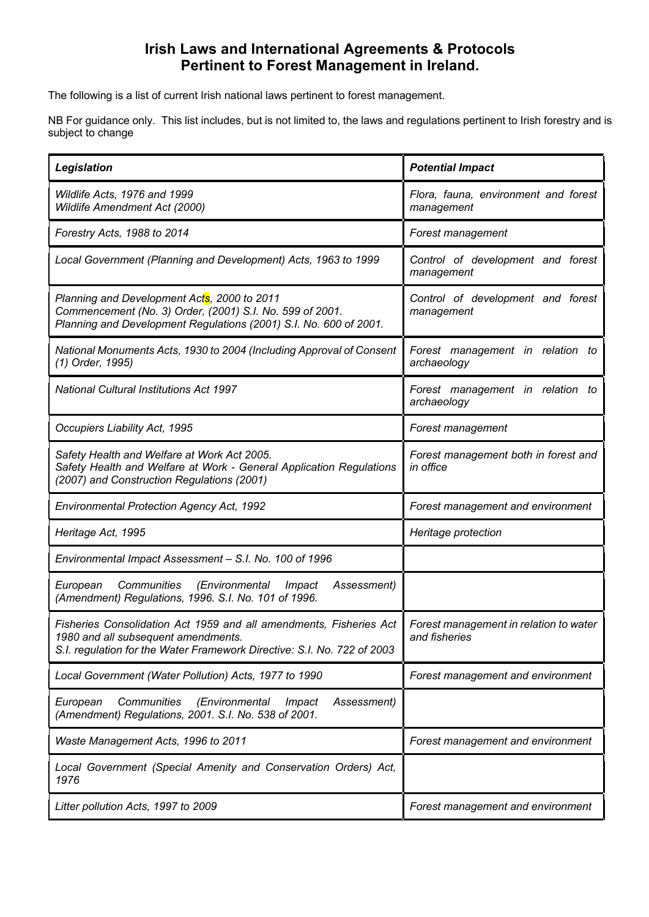# Irish Laws and International Agreements & Protocols Pertinent to Forest Management in Ireland.

The following is a list of current Irish national laws pertinent to forest management.

NB For guidance only. This list includes, but is not limited to, the laws and regulations pertinent to Irish forestry and is subject to change

| ***Legislation*** | ***Potential Impact*** |
|---|---|
| *Wildlife Acts, 1976 and 1999*<br>*Wildlife Amendment Act (2000)* | *Flora, fauna, environment and forest management* |
| *Forestry Acts, 1988 to 2014* | *Forest management* |
| *Local Government (Planning and Development) Acts, 1963 to 1999* | *Control of development and forest management* |
| *Planning and Development Acts, 2000 to 2011*<br>*Commencement (No. 3) Order, (2001) S.I. No. 599 of 2001.*<br>*Planning and Development Regulations (2001) S.I. No. 600 of 2001.* | *Control of development and forest management* |
| *National Monuments Acts, 1930 to 2004 (Including Approval of Consent (1) Order, 1995)* | *Forest management in relation to archaeology* |
| *National Cultural Institutions Act 1997* | *Forest management in relation to archaeology* |
| *Occupiers Liability Act, 1995* | *Forest management* |
| *Safety Health and Welfare at Work Act 2005.*<br>*Safety Health and Welfare at Work - General Application Regulations (2007) and Construction Regulations (2001)* | *Forest management both in forest and in office* |
| *Environmental Protection Agency Act, 1992* | *Forest management and environment* |
| *Heritage Act, 1995* | *Heritage protection* |
| *Environmental Impact Assessment – S.I. No. 100 of 1996* | |
| *European Communities (Environmental Impact Assessment) (Amendment) Regulations, 1996. S.I. No. 101 of 1996.* | |
| *Fisheries Consolidation Act 1959 and all amendments, Fisheries Act 1980 and all subsequent amendments.*<br>*S.I. regulation for the Water Framework Directive: S.I. No. 722 of 2003* | *Forest management in relation to water and fisheries* |
| *Local Government (Water Pollution) Acts, 1977 to 1990* | *Forest management and environment* |
| *European Communities (Environmental Impact Assessment) (Amendment) Regulations, 2001. S.I. No. 538 of 2001.* | |
| *Waste Management Acts, 1996 to 2011* | *Forest management and environment* |
| *Local Government (Special Amenity and Conservation Orders) Act, 1976* | |
| *Litter pollution Acts, 1997 to 2009* | *Forest management and environment* |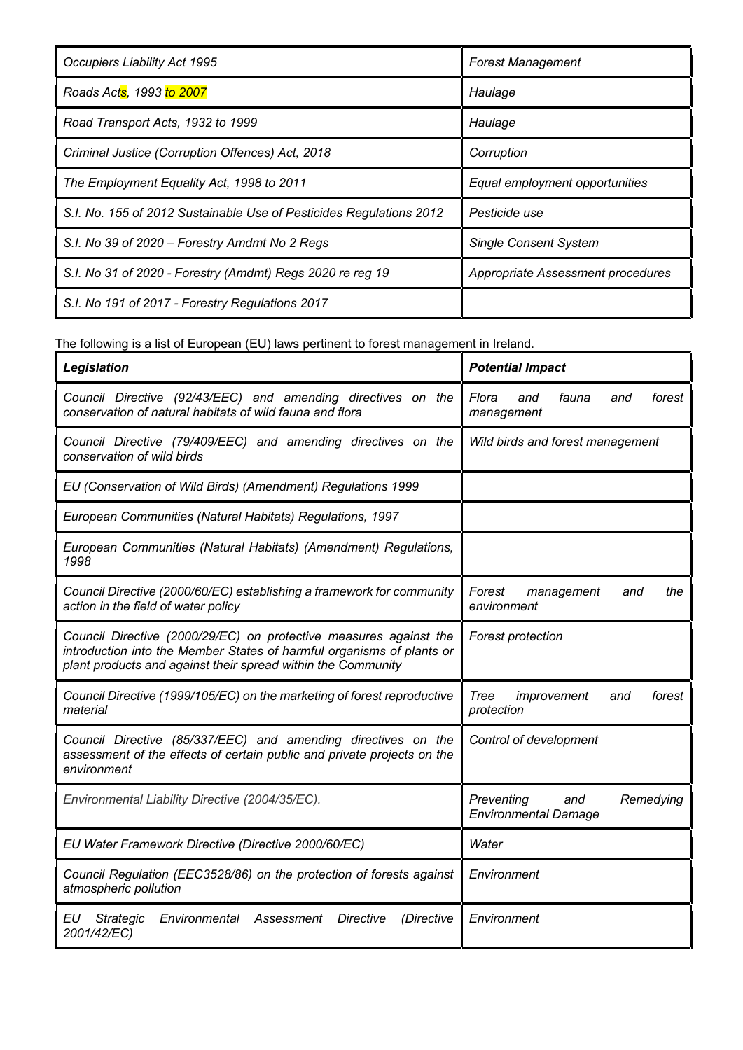| | |
|---|---|
| *Occupiers Liability Act 1995* | *Forest Management* |
| *Roads Acts, 1993 to 2007* | *Haulage* |
| *Road Transport Acts, 1932 to 1999* | *Haulage* |
| *Criminal Justice (Corruption Offences) Act, 2018* | *Corruption* |
| *The Employment Equality Act, 1998 to 2011* | *Equal employment opportunities* |
| *S.I. No. 155 of 2012 Sustainable Use of Pesticides Regulations 2012* | *Pesticide use* |
| *S.I. No 39 of 2020 – Forestry Amdmt No 2 Regs* | *Single Consent System* |
| *S.I. No 31 of 2020 - Forestry (Amdmt) Regs 2020 re reg 19* | *Appropriate Assessment procedures* |
| *S.I. No 191 of 2017 - Forestry Regulations 2017* | |

The following is a list of European (EU) laws pertinent to forest management in Ireland.

| ***Legislation*** | ***Potential Impact*** |
|---|---|
| *Council Directive (92/43/EEC) and amending directives on the conservation of natural habitats of wild fauna and flora* | *Flora and fauna and forest management* |
| *Council Directive (79/409/EEC) and amending directives on the conservation of wild birds* | *Wild birds and forest management* |
| *EU (Conservation of Wild Birds) (Amendment) Regulations 1999* | |
| *European Communities (Natural Habitats) Regulations, 1997* | |
| *European Communities (Natural Habitats) (Amendment) Regulations, 1998* | |
| *Council Directive (2000/60/EC) establishing a framework for community action in the field of water policy* | *Forest management and the environment* |
| *Council Directive (2000/29/EC) on protective measures against the introduction into the Member States of harmful organisms of plants or plant products and against their spread within the Community* | *Forest protection* |
| *Council Directive (1999/105/EC) on the marketing of forest reproductive material* | *Tree improvement and forest protection* |
| *Council Directive (85/337/EEC) and amending directives on the assessment of the effects of certain public and private projects on the environment* | *Control of development* |
| *Environmental Liability Directive (2004/35/EC).* | *Preventing and Remedying Environmental Damage* |
| *EU Water Framework Directive (Directive 2000/60/EC)* | *Water* |
| *Council Regulation (EEC3528/86) on the protection of forests against atmospheric pollution* | *Environment* |
| *EU Strategic Environmental Assessment Directive (Directive 2001/42/EC)* | *Environment* |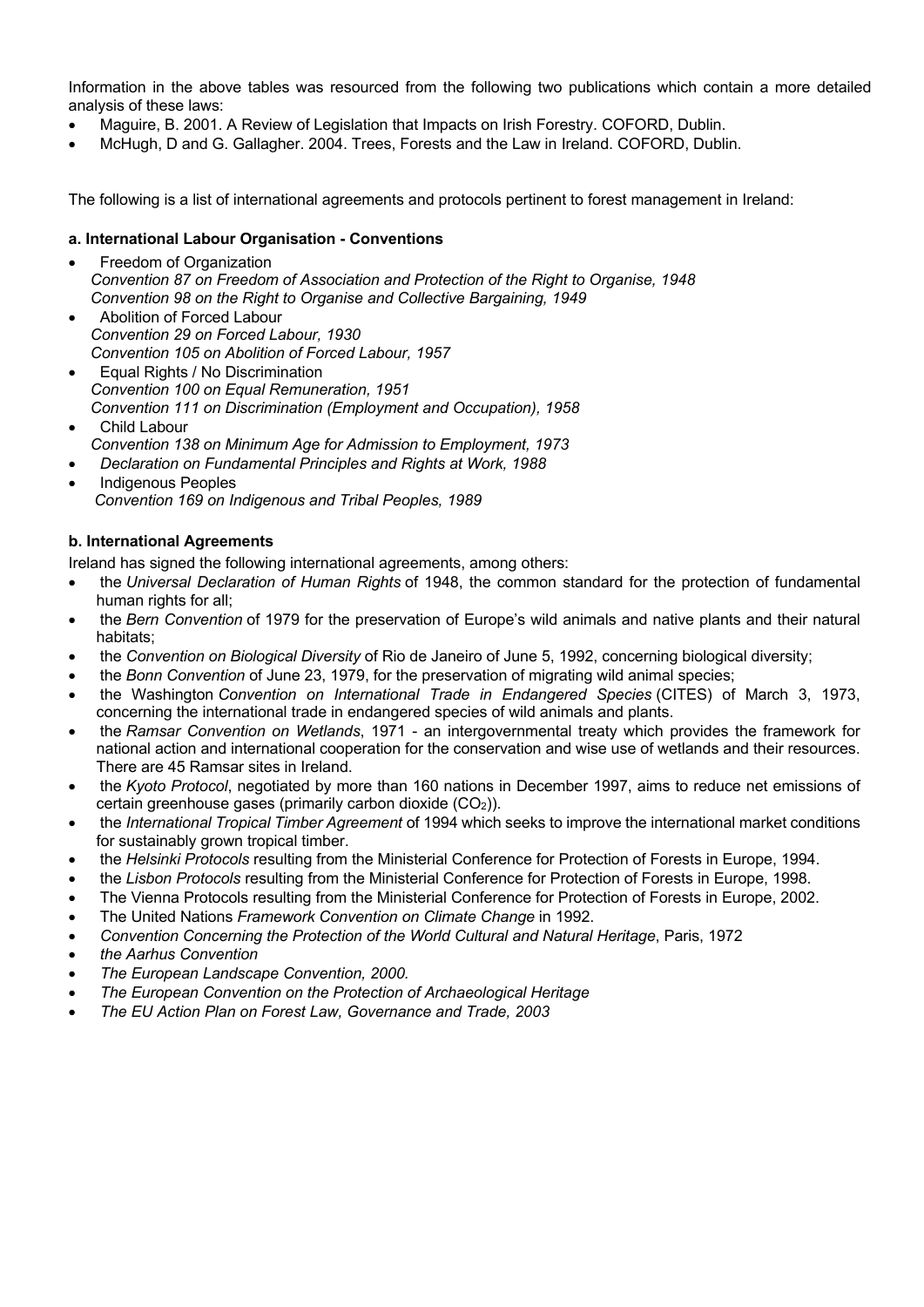Information in the above tables was resourced from the following two publications which contain a more detailed analysis of these laws:

- Maguire, B. 2001. A Review of Legislation that Impacts on Irish Forestry. COFORD, Dublin.
- McHugh, D and G. Gallagher. 2004. Trees, Forests and the Law in Ireland. COFORD, Dublin.

The following is a list of international agreements and protocols pertinent to forest management in Ireland:

**a. International Labour Organisation - Conventions**

- Freedom of Organization
  *Convention 87 on Freedom of Association and Protection of the Right to Organise, 1948*
  *Convention 98 on the Right to Organise and Collective Bargaining, 1949*
- Abolition of Forced Labour
  *Convention 29 on Forced Labour, 1930*
  *Convention 105 on Abolition of Forced Labour, 1957*
- Equal Rights / No Discrimination
  *Convention 100 on Equal Remuneration, 1951*
  *Convention 111 on Discrimination (Employment and Occupation), 1958*
- Child Labour
  *Convention 138 on Minimum Age for Admission to Employment, 1973*
- *Declaration on Fundamental Principles and Rights at Work, 1988*
- Indigenous Peoples
  *Convention 169 on Indigenous and Tribal Peoples, 1989*

**b. International Agreements**

Ireland has signed the following international agreements, among others:

- the *Universal Declaration of Human Rights* of 1948, the common standard for the protection of fundamental human rights for all;
- the *Bern Convention* of 1979 for the preservation of Europe's wild animals and native plants and their natural habitats;
- the *Convention on Biological Diversity* of Rio de Janeiro of June 5, 1992, concerning biological diversity;
- the *Bonn Convention* of June 23, 1979, for the preservation of migrating wild animal species;
- the Washington *Convention on International Trade in Endangered Species* (CITES) of March 3, 1973, concerning the international trade in endangered species of wild animals and plants.
- the *Ramsar Convention on Wetlands*, 1971 - an intergovernmental treaty which provides the framework for national action and international cooperation for the conservation and wise use of wetlands and their resources. There are 45 Ramsar sites in Ireland.
- the *Kyoto Protocol*, negotiated by more than 160 nations in December 1997, aims to reduce net emissions of certain greenhouse gases (primarily carbon dioxide ($CO_2$)).
- the *International Tropical Timber Agreement* of 1994 which seeks to improve the international market conditions for sustainably grown tropical timber.
- the *Helsinki Protocols* resulting from the Ministerial Conference for Protection of Forests in Europe, 1994.
- the *Lisbon Protocols* resulting from the Ministerial Conference for Protection of Forests in Europe, 1998.
- The Vienna Protocols resulting from the Ministerial Conference for Protection of Forests in Europe, 2002.
- The United Nations *Framework Convention on Climate Change* in 1992.
- *Convention Concerning the Protection of the World Cultural and Natural Heritage*, Paris, 1972
- *the Aarhus Convention*
- *The European Landscape Convention, 2000.*
- *The European Convention on the Protection of Archaeological Heritage*
- *The EU Action Plan on Forest Law, Governance and Trade, 2003*